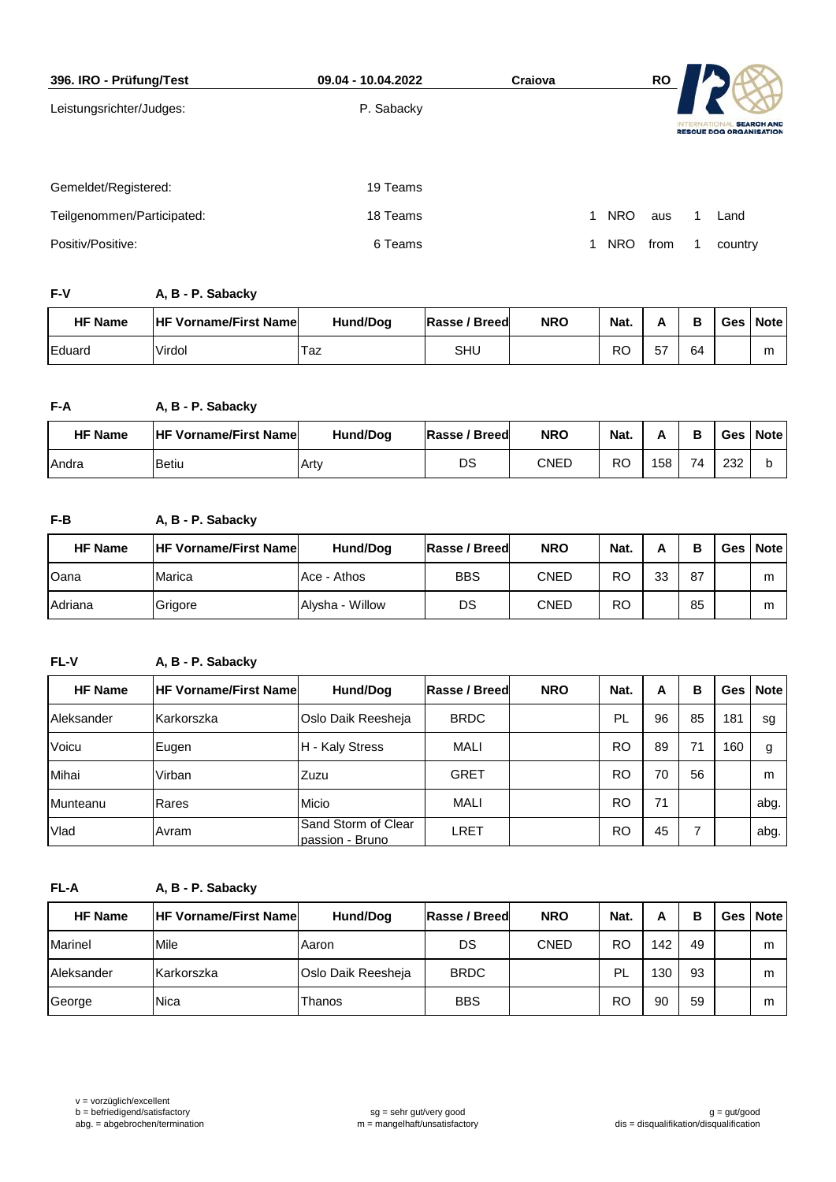**396. IRO - Prüfung/Test** **09.04 - 10.04.2022** **Craiova** **RO**

Leistungsrichter/Judges: P. Sabacky

| | | | | | | | |
|---|---|---|---|---|---|---|---|
| Gemeldet/Registered: | 19 Teams | | | | | | |
| Teilgenommen/Participated: | 18 Teams | 1 | NRO | aus | 1 | Land |
| Positiv/Positive: | 6 Teams | 1 | NRO | from | 1 | country |

**F-V** **A, B - P. Sabacky**

| HF Name | HF Vorname/First Name | Hund/Dog | Rasse / Breed | NRO | Nat. | A | B | Ges | Note |
|---|---|---|---|---|---|---|---|---|---|
| Eduard | Virdol | Taz | SHU | | RO | 57 | 64 | | m |

**F-A** **A, B - P. Sabacky**

| HF Name | HF Vorname/First Name | Hund/Dog | Rasse / Breed | NRO | Nat. | A | B | Ges | Note |
|---|---|---|---|---|---|---|---|---|---|
| Andra | Betiu | Arty | DS | CNED | RO | 158 | 74 | 232 | b |

**F-B** **A, B - P. Sabacky**

| HF Name | HF Vorname/First Name | Hund/Dog | Rasse / Breed | NRO | Nat. | A | B | Ges | Note |
|---|---|---|---|---|---|---|---|---|---|
| Oana | Marica | Ace - Athos | BBS | CNED | RO | 33 | 87 | | m |
| Adriana | Grigore | Alysha - Willow | DS | CNED | RO | | 85 | | m |

**FL-V** **A, B - P. Sabacky**

| HF Name | HF Vorname/First Name | Hund/Dog | Rasse / Breed | NRO | Nat. | A | B | Ges | Note |
|---|---|---|---|---|---|---|---|---|---|
| Aleksander | Karkorszka | Oslo Daik Reesheja | BRDC | | PL | 96 | 85 | 181 | sg |
| Voicu | Eugen | H - Kaly Stress | MALI | | RO | 89 | 71 | 160 | g |
| Mihai | Virban | Zuzu | GRET | | RO | 70 | 56 | | m |
| Munteanu | Rares | Micio | MALI | | RO | 71 | | | abg. |
| Vlad | Avram | Sand Storm of Clear passion - Bruno | LRET | | RO | 45 | 7 | | abg. |

**FL-A** **A, B - P. Sabacky**

| HF Name | HF Vorname/First Name | Hund/Dog | Rasse / Breed | NRO | Nat. | A | B | Ges | Note |
|---|---|---|---|---|---|---|---|---|---|
| Marinel | Mile | Aaron | DS | CNED | RO | 142 | 49 | | m |
| Aleksander | Karkorszka | Oslo Daik Reesheja | BRDC | | PL | 130 | 93 | | m |
| George | Nica | Thanos | BBS | | RO | 90 | 59 | | m |

v = vorzüglich/excellent
b = befriedigend/satisfactory
abg. = abgebrochen/termination

sg = sehr gut/very good
m = mangelhaft/unsatisfactory

g = gut/good
dis = disqualifikation/disqualification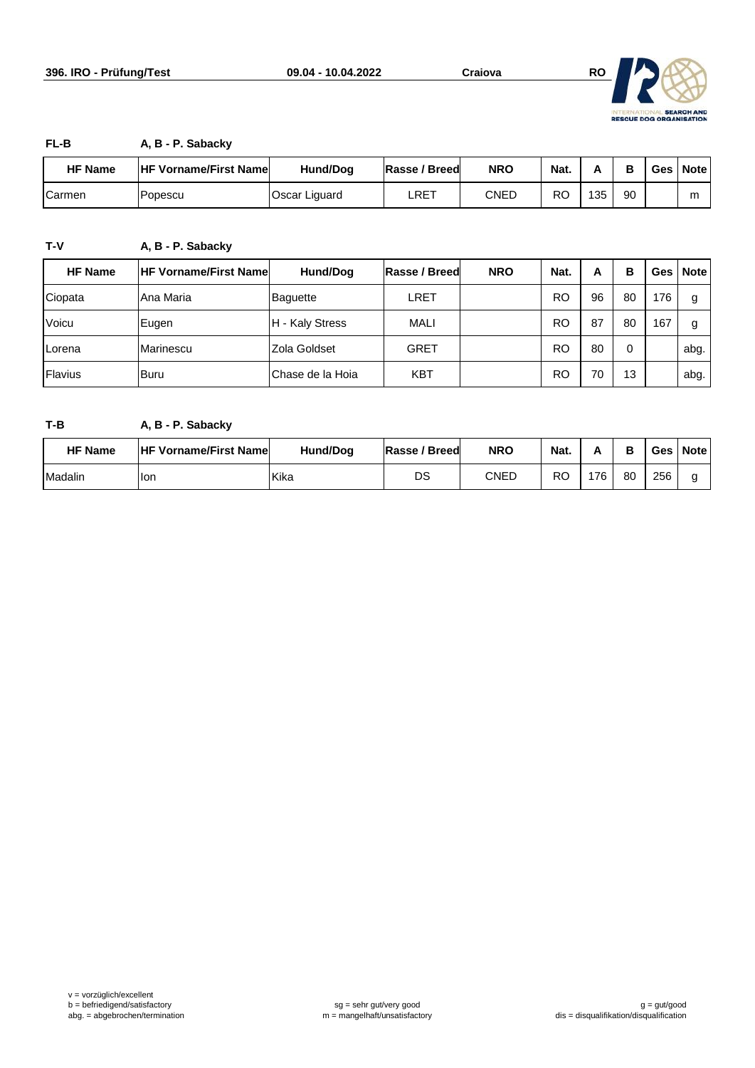**FL-B** A, B - P. Sabacky

| HF Name | HF Vorname/First Name | Hund/Dog | Rasse / Breed | NRO | Nat. | A | B | Ges | Note |
|---|---|---|---|---|---|---|---|---|---|
| Carmen | Popescu | Oscar Liguard | LRET | CNED | RO | 135 | 90 | | m |

**T-V** A, B - P. Sabacky

| HF Name | HF Vorname/First Name | Hund/Dog | Rasse / Breed | NRO | Nat. | A | B | Ges | Note |
|---|---|---|---|---|---|---|---|---|---|
| Ciopata | Ana Maria | Baguette | LRET | | RO | 96 | 80 | 176 | g |
| Voicu | Eugen | H - Kaly Stress | MALI | | RO | 87 | 80 | 167 | g |
| Lorena | Marinescu | Zola Goldset | GRET | | RO | 80 | 0 | | abg. |
| Flavius | Buru | Chase de la Hoia | KBT | | RO | 70 | 13 | | abg. |

**T-B** A, B - P. Sabacky

| HF Name | HF Vorname/First Name | Hund/Dog | Rasse / Breed | NRO | Nat. | A | B | Ges | Note |
|---|---|---|---|---|---|---|---|---|---|
| Madalin | Ion | Kika | DS | CNED | RO | 176 | 80 | 256 | g |

v = vorzüglich/excellent
b = befriedigend/satisfactory
abg. = abgebrochen/termination

sg = sehr gut/very good
m = mangelhaft/unsatisfactory

g = gut/good
dis = disqualifikation/disqualification